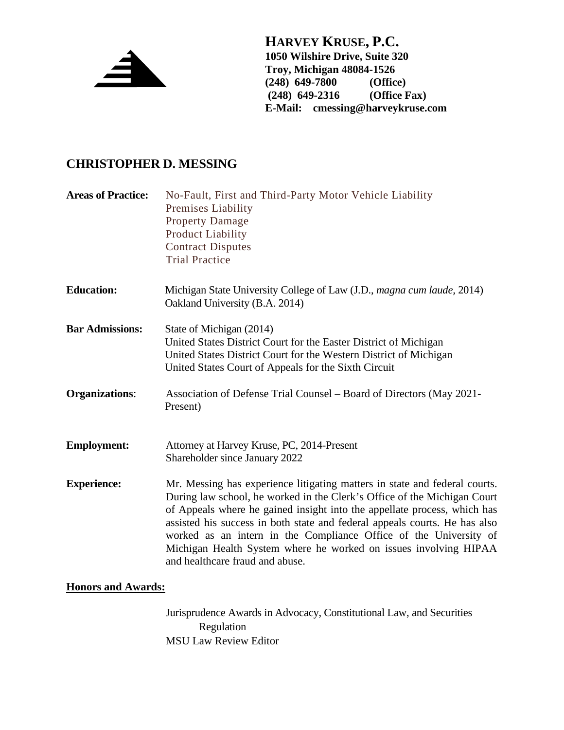**HARVEY KRUSE, P.C.**
**1050 Wilshire Drive, Suite 320**
**Troy, Michigan 48084-1526**
**(248) 649-7800 (Office)**
**(248) 649-2316 (Office Fax)**
**E-Mail: cmessing@harveykruse.com**

## CHRISTOPHER D. MESSING

**Areas of Practice:**
No-Fault, First and Third-Party Motor Vehicle Liability
Premises Liability
Property Damage
Product Liability
Contract Disputes
Trial Practice

**Education:**
Michigan State University College of Law (J.D., *magna cum laude*, 2014)
Oakland University (B.A. 2014)

**Bar Admissions:**
State of Michigan (2014)
United States District Court for the Easter District of Michigan
United States District Court for the Western District of Michigan
United States Court of Appeals for the Sixth Circuit

**Organizations**:
Association of Defense Trial Counsel – Board of Directors (May 2021-Present)

**Employment:**
Attorney at Harvey Kruse, PC, 2014-Present
Shareholder since January 2022

**Experience:**
Mr. Messing has experience litigating matters in state and federal courts. During law school, he worked in the Clerk's Office of the Michigan Court of Appeals where he gained insight into the appellate process, which has assisted his success in both state and federal appeals courts. He has also worked as an intern in the Compliance Office of the University of Michigan Health System where he worked on issues involving HIPAA and healthcare fraud and abuse.

**Honors and Awards:**

Jurisprudence Awards in Advocacy, Constitutional Law, and Securities Regulation
MSU Law Review Editor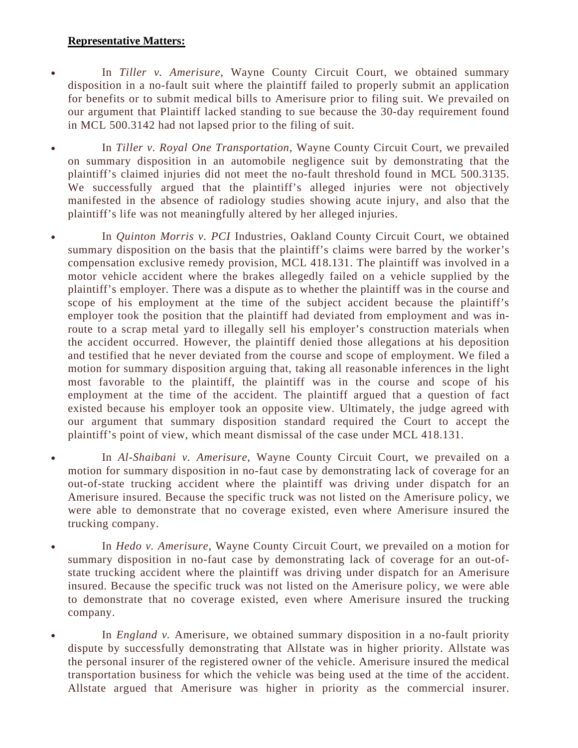**Representative Matters:**

- In *Tiller v. Amerisure*, Wayne County Circuit Court, we obtained summary disposition in a no-fault suit where the plaintiff failed to properly submit an application for benefits or to submit medical bills to Amerisure prior to filing suit. We prevailed on our argument that Plaintiff lacked standing to sue because the 30-day requirement found in MCL 500.3142 had not lapsed prior to the filing of suit.

- In *Tiller v. Royal One Transportation*, Wayne County Circuit Court, we prevailed on summary disposition in an automobile negligence suit by demonstrating that the plaintiff's claimed injuries did not meet the no-fault threshold found in MCL 500.3135. We successfully argued that the plaintiff's alleged injuries were not objectively manifested in the absence of radiology studies showing acute injury, and also that the plaintiff's life was not meaningfully altered by her alleged injuries.

- In *Quinton Morris v. PCI* Industries, Oakland County Circuit Court, we obtained summary disposition on the basis that the plaintiff's claims were barred by the worker's compensation exclusive remedy provision, MCL 418.131. The plaintiff was involved in a motor vehicle accident where the brakes allegedly failed on a vehicle supplied by the plaintiff's employer. There was a dispute as to whether the plaintiff was in the course and scope of his employment at the time of the subject accident because the plaintiff's employer took the position that the plaintiff had deviated from employment and was in-route to a scrap metal yard to illegally sell his employer's construction materials when the accident occurred. However, the plaintiff denied those allegations at his deposition and testified that he never deviated from the course and scope of employment. We filed a motion for summary disposition arguing that, taking all reasonable inferences in the light most favorable to the plaintiff, the plaintiff was in the course and scope of his employment at the time of the accident. The plaintiff argued that a question of fact existed because his employer took an opposite view. Ultimately, the judge agreed with our argument that summary disposition standard required the Court to accept the plaintiff's point of view, which meant dismissal of the case under MCL 418.131.

- In *Al-Shaibani v. Amerisure*, Wayne County Circuit Court, we prevailed on a motion for summary disposition in no-faut case by demonstrating lack of coverage for an out-of-state trucking accident where the plaintiff was driving under dispatch for an Amerisure insured. Because the specific truck was not listed on the Amerisure policy, we were able to demonstrate that no coverage existed, even where Amerisure insured the trucking company.

- In *Hedo v. Amerisure*, Wayne County Circuit Court, we prevailed on a motion for summary disposition in no-faut case by demonstrating lack of coverage for an out-of-state trucking accident where the plaintiff was driving under dispatch for an Amerisure insured. Because the specific truck was not listed on the Amerisure policy, we were able to demonstrate that no coverage existed, even where Amerisure insured the trucking company.

- In *England v.* Amerisure, we obtained summary disposition in a no-fault priority dispute by successfully demonstrating that Allstate was in higher priority. Allstate was the personal insurer of the registered owner of the vehicle. Amerisure insured the medical transportation business for which the vehicle was being used at the time of the accident. Allstate argued that Amerisure was higher in priority as the commercial insurer.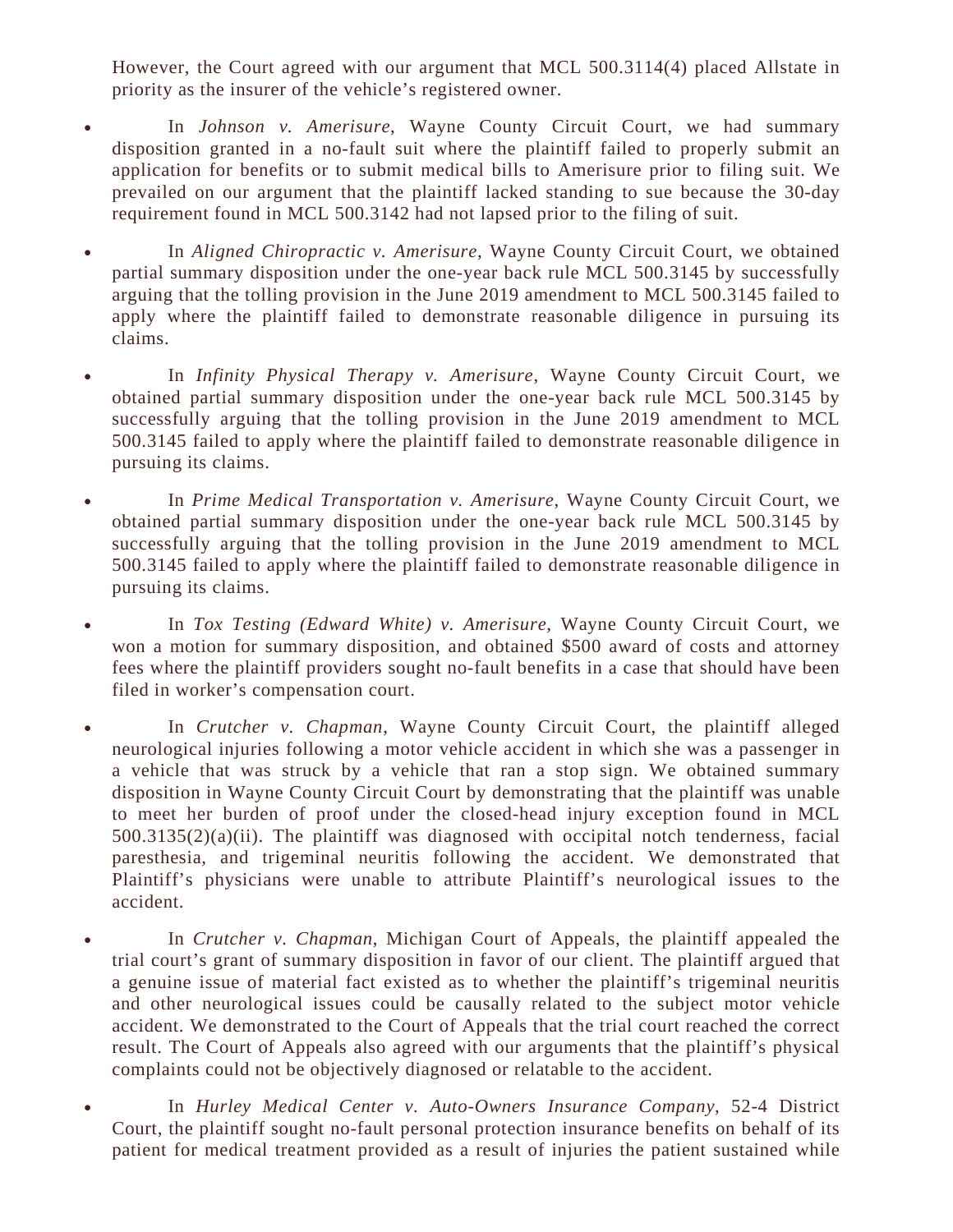However, the Court agreed with our argument that MCL 500.3114(4) placed Allstate in priority as the insurer of the vehicle's registered owner.

- In *Johnson v. Amerisure*, Wayne County Circuit Court, we had summary disposition granted in a no-fault suit where the plaintiff failed to properly submit an application for benefits or to submit medical bills to Amerisure prior to filing suit. We prevailed on our argument that the plaintiff lacked standing to sue because the 30-day requirement found in MCL 500.3142 had not lapsed prior to the filing of suit.

- In *Aligned Chiropractic v. Amerisure*, Wayne County Circuit Court, we obtained partial summary disposition under the one-year back rule MCL 500.3145 by successfully arguing that the tolling provision in the June 2019 amendment to MCL 500.3145 failed to apply where the plaintiff failed to demonstrate reasonable diligence in pursuing its claims.

- In *Infinity Physical Therapy v. Amerisure*, Wayne County Circuit Court, we obtained partial summary disposition under the one-year back rule MCL 500.3145 by successfully arguing that the tolling provision in the June 2019 amendment to MCL 500.3145 failed to apply where the plaintiff failed to demonstrate reasonable diligence in pursuing its claims.

- In *Prime Medical Transportation v. Amerisure*, Wayne County Circuit Court, we obtained partial summary disposition under the one-year back rule MCL 500.3145 by successfully arguing that the tolling provision in the June 2019 amendment to MCL 500.3145 failed to apply where the plaintiff failed to demonstrate reasonable diligence in pursuing its claims.

- In *Tox Testing (Edward White) v. Amerisure*, Wayne County Circuit Court, we won a motion for summary disposition, and obtained $500 award of costs and attorney fees where the plaintiff providers sought no-fault benefits in a case that should have been filed in worker's compensation court.

- In *Crutcher v. Chapman*, Wayne County Circuit Court, the plaintiff alleged neurological injuries following a motor vehicle accident in which she was a passenger in a vehicle that was struck by a vehicle that ran a stop sign. We obtained summary disposition in Wayne County Circuit Court by demonstrating that the plaintiff was unable to meet her burden of proof under the closed-head injury exception found in MCL 500.3135(2)(a)(ii). The plaintiff was diagnosed with occipital notch tenderness, facial paresthesia, and trigeminal neuritis following the accident. We demonstrated that Plaintiff's physicians were unable to attribute Plaintiff's neurological issues to the accident.

- In *Crutcher v. Chapman*, Michigan Court of Appeals, the plaintiff appealed the trial court's grant of summary disposition in favor of our client. The plaintiff argued that a genuine issue of material fact existed as to whether the plaintiff's trigeminal neuritis and other neurological issues could be causally related to the subject motor vehicle accident. We demonstrated to the Court of Appeals that the trial court reached the correct result. The Court of Appeals also agreed with our arguments that the plaintiff's physical complaints could not be objectively diagnosed or relatable to the accident.

- In *Hurley Medical Center v. Auto-Owners Insurance Company*, 52-4 District Court, the plaintiff sought no-fault personal protection insurance benefits on behalf of its patient for medical treatment provided as a result of injuries the patient sustained while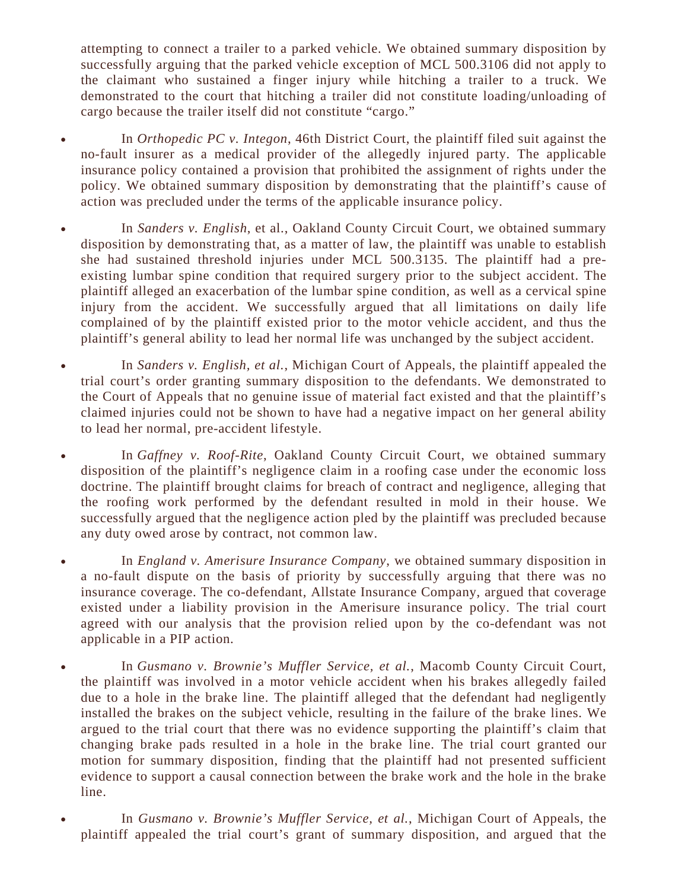attempting to connect a trailer to a parked vehicle. We obtained summary disposition by successfully arguing that the parked vehicle exception of MCL 500.3106 did not apply to the claimant who sustained a finger injury while hitching a trailer to a truck. We demonstrated to the court that hitching a trailer did not constitute loading/unloading of cargo because the trailer itself did not constitute "cargo."

- In *Orthopedic PC v. Integon*, 46th District Court, the plaintiff filed suit against the no-fault insurer as a medical provider of the allegedly injured party. The applicable insurance policy contained a provision that prohibited the assignment of rights under the policy. We obtained summary disposition by demonstrating that the plaintiff's cause of action was precluded under the terms of the applicable insurance policy.

- In *Sanders v. English*, et al., Oakland County Circuit Court, we obtained summary disposition by demonstrating that, as a matter of law, the plaintiff was unable to establish she had sustained threshold injuries under MCL 500.3135. The plaintiff had a pre-existing lumbar spine condition that required surgery prior to the subject accident. The plaintiff alleged an exacerbation of the lumbar spine condition, as well as a cervical spine injury from the accident. We successfully argued that all limitations on daily life complained of by the plaintiff existed prior to the motor vehicle accident, and thus the plaintiff's general ability to lead her normal life was unchanged by the subject accident.

- In *Sanders v. English, et al.*, Michigan Court of Appeals, the plaintiff appealed the trial court's order granting summary disposition to the defendants. We demonstrated to the Court of Appeals that no genuine issue of material fact existed and that the plaintiff's claimed injuries could not be shown to have had a negative impact on her general ability to lead her normal, pre-accident lifestyle.

- In *Gaffney v. Roof-Rite*, Oakland County Circuit Court, we obtained summary disposition of the plaintiff's negligence claim in a roofing case under the economic loss doctrine. The plaintiff brought claims for breach of contract and negligence, alleging that the roofing work performed by the defendant resulted in mold in their house. We successfully argued that the negligence action pled by the plaintiff was precluded because any duty owed arose by contract, not common law.

- In *England v. Amerisure Insurance Company*, we obtained summary disposition in a no-fault dispute on the basis of priority by successfully arguing that there was no insurance coverage. The co-defendant, Allstate Insurance Company, argued that coverage existed under a liability provision in the Amerisure insurance policy. The trial court agreed with our analysis that the provision relied upon by the co-defendant was not applicable in a PIP action.

- In *Gusmano v. Brownie's Muffler Service, et al.*, Macomb County Circuit Court, the plaintiff was involved in a motor vehicle accident when his brakes allegedly failed due to a hole in the brake line. The plaintiff alleged that the defendant had negligently installed the brakes on the subject vehicle, resulting in the failure of the brake lines. We argued to the trial court that there was no evidence supporting the plaintiff's claim that changing brake pads resulted in a hole in the brake line. The trial court granted our motion for summary disposition, finding that the plaintiff had not presented sufficient evidence to support a causal connection between the brake work and the hole in the brake line.

- In *Gusmano v. Brownie's Muffler Service, et al.*, Michigan Court of Appeals, the plaintiff appealed the trial court's grant of summary disposition, and argued that the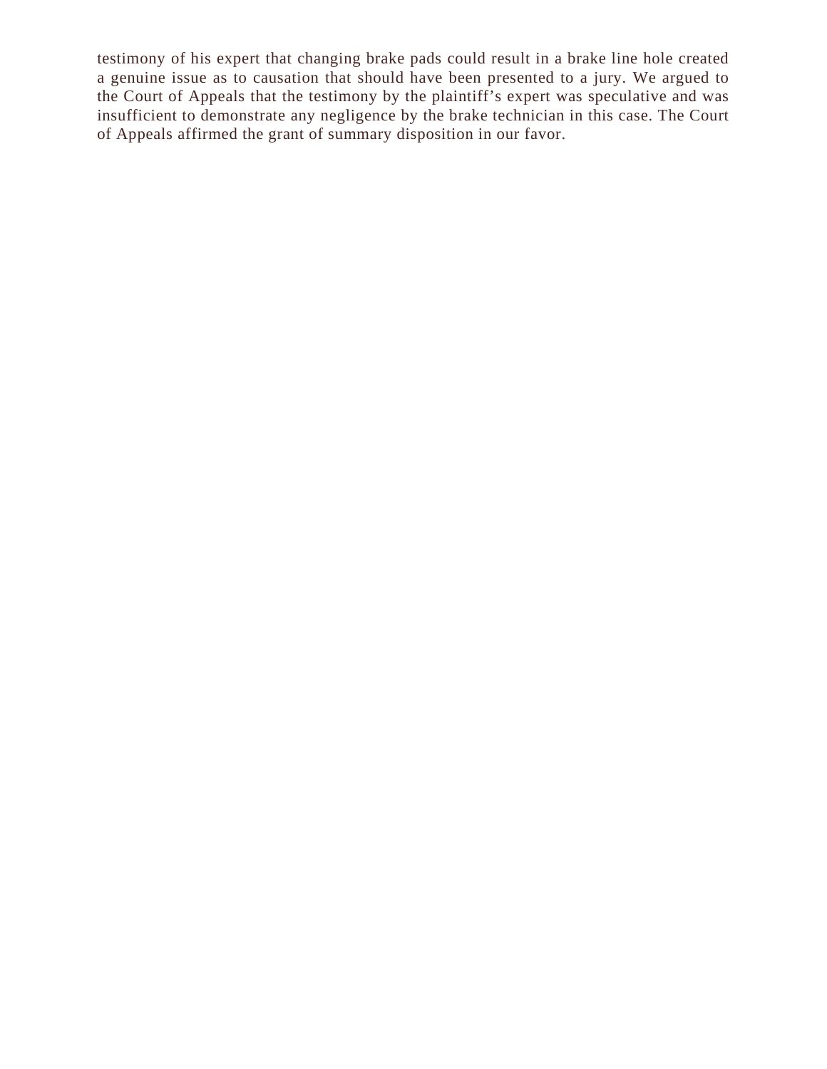testimony of his expert that changing brake pads could result in a brake line hole created a genuine issue as to causation that should have been presented to a jury. We argued to the Court of Appeals that the testimony by the plaintiff's expert was speculative and was insufficient to demonstrate any negligence by the brake technician in this case. The Court of Appeals affirmed the grant of summary disposition in our favor.